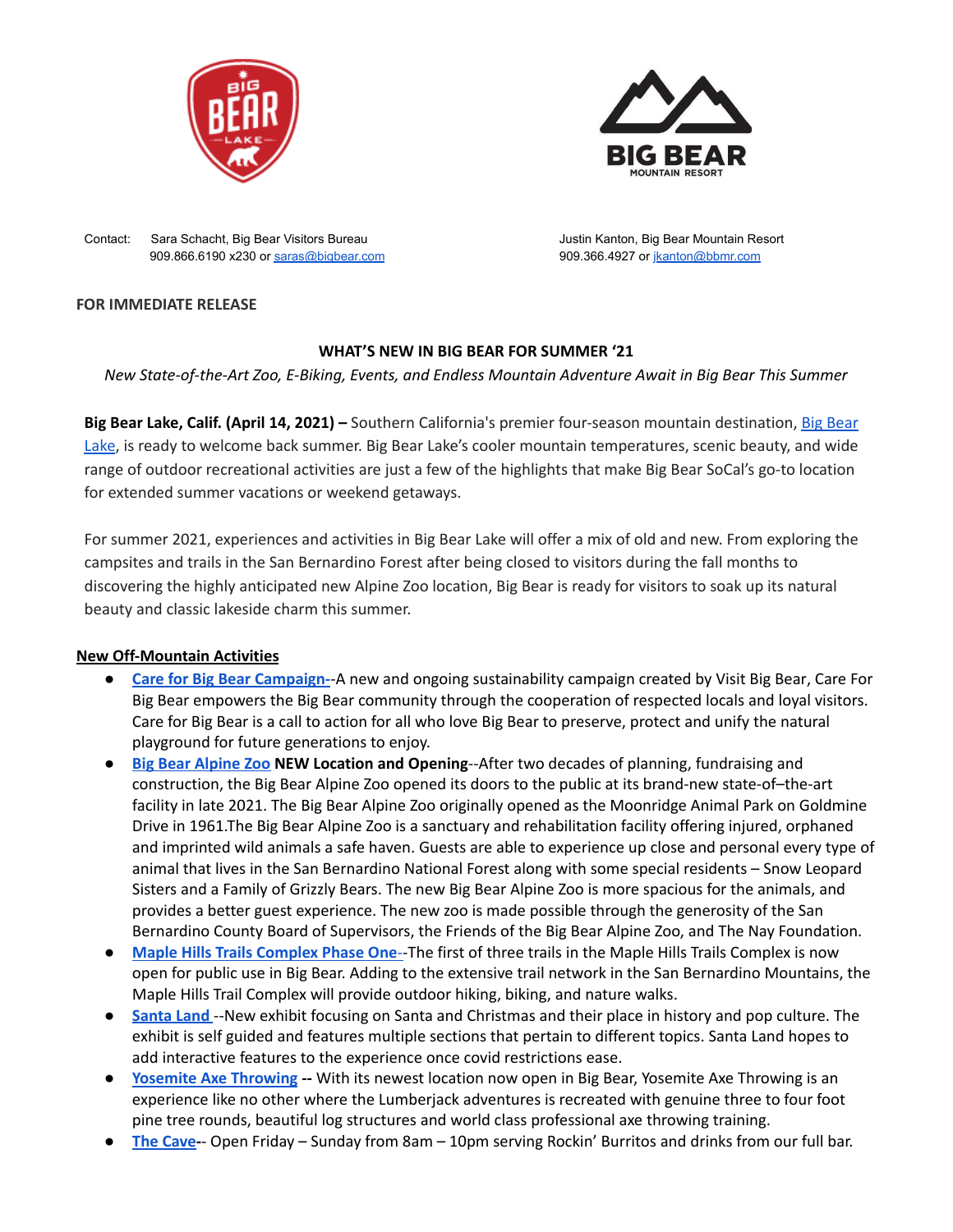Contact: Sara Schacht, Big Bear Visitors Bureau
909.866.6190 x230 or saras@bigbear.com

Justin Kanton, Big Bear Mountain Resort
909.366.4927 or jkanton@bbmr.com

**FOR IMMEDIATE RELEASE**

**WHAT'S NEW IN BIG BEAR FOR SUMMER '21**

*New State-of-the-Art Zoo, E-Biking, Events, and Endless Mountain Adventure Await in Big Bear This Summer*

**Big Bear Lake, Calif. (April 14, 2021) –** Southern California's premier four-season mountain destination, Big Bear Lake, is ready to welcome back summer. Big Bear Lake's cooler mountain temperatures, scenic beauty, and wide range of outdoor recreational activities are just a few of the highlights that make Big Bear SoCal's go-to location for extended summer vacations or weekend getaways.

For summer 2021, experiences and activities in Big Bear Lake will offer a mix of old and new. From exploring the campsites and trails in the San Bernardino Forest after being closed to visitors during the fall months to discovering the highly anticipated new Alpine Zoo location, Big Bear is ready for visitors to soak up its natural beauty and classic lakeside charm this summer.

**New Off-Mountain Activities**

- **Care for Big Bear Campaign**--A new and ongoing sustainability campaign created by Visit Big Bear, Care For Big Bear empowers the Big Bear community through the cooperation of respected locals and loyal visitors. Care for Big Bear is a call to action for all who love Big Bear to preserve, protect and unify the natural playground for future generations to enjoy.
- **Big Bear Alpine Zoo NEW Location and Opening**--After two decades of planning, fundraising and construction, the Big Bear Alpine Zoo opened its doors to the public at its brand-new state-of–the-art facility in late 2021. The Big Bear Alpine Zoo originally opened as the Moonridge Animal Park on Goldmine Drive in 1961.The Big Bear Alpine Zoo is a sanctuary and rehabilitation facility offering injured, orphaned and imprinted wild animals a safe haven. Guests are able to experience up close and personal every type of animal that lives in the San Bernardino National Forest along with some special residents – Snow Leopard Sisters and a Family of Grizzly Bears. The new Big Bear Alpine Zoo is more spacious for the animals, and provides a better guest experience. The new zoo is made possible through the generosity of the San Bernardino County Board of Supervisors, the Friends of the Big Bear Alpine Zoo, and The Nay Foundation.
- **Maple Hills Trails Complex Phase One**--The first of three trails in the Maple Hills Trails Complex is now open for public use in Big Bear. Adding to the extensive trail network in the San Bernardino Mountains, the Maple Hills Trail Complex will provide outdoor hiking, biking, and nature walks.
- **Santa Land** --New exhibit focusing on Santa and Christmas and their place in history and pop culture. The exhibit is self guided and features multiple sections that pertain to different topics. Santa Land hopes to add interactive features to the experience once covid restrictions ease.
- **Yosemite Axe Throwing --** With its newest location now open in Big Bear, Yosemite Axe Throwing is an experience like no other where the Lumberjack adventures is recreated with genuine three to four foot pine tree rounds, beautiful log structures and world class professional axe throwing training.
- **The Cave**-- Open Friday – Sunday from 8am – 10pm serving Rockin' Burritos and drinks from our full bar.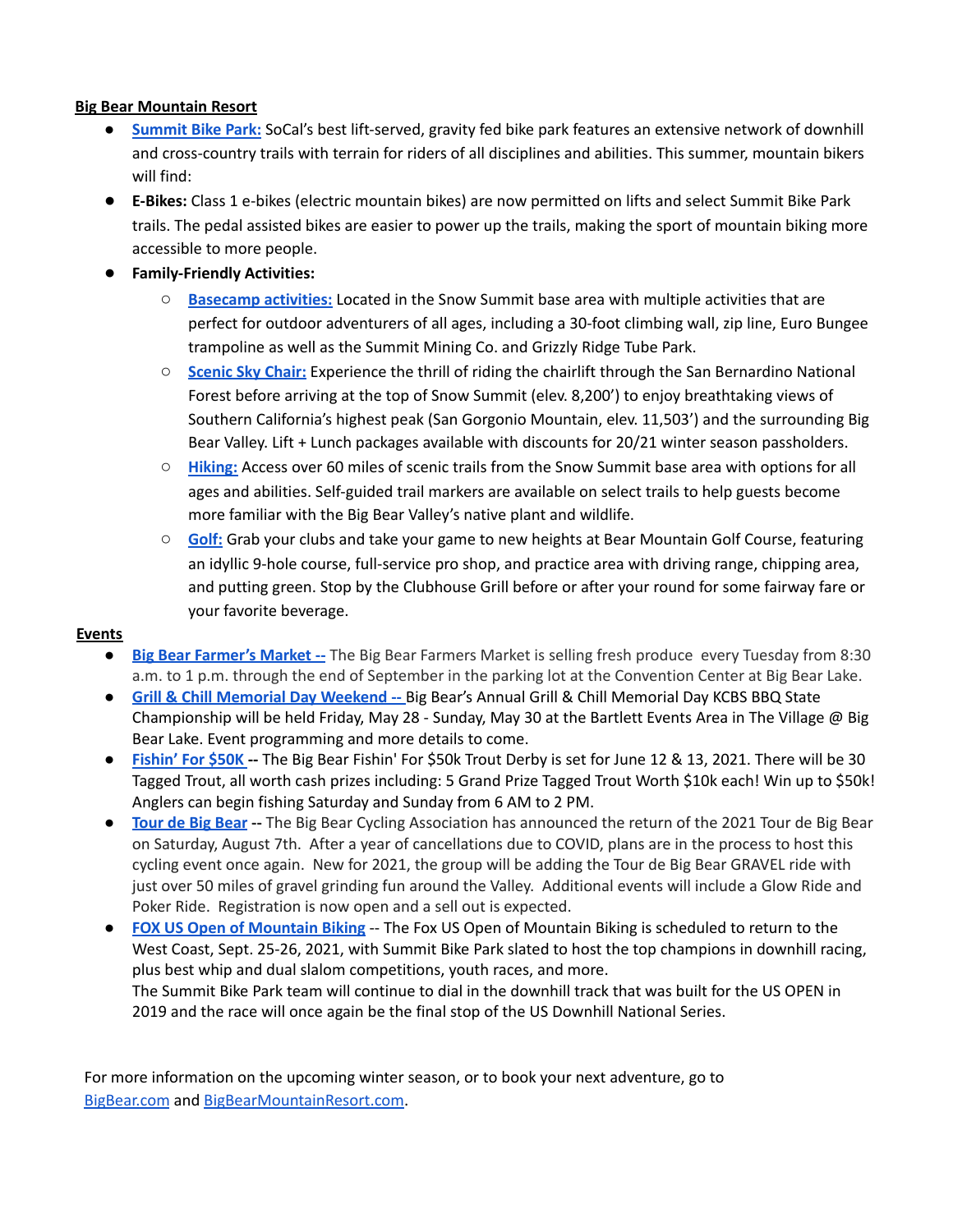**Big Bear Mountain Resort**

- **Summit Bike Park:** SoCal's best lift-served, gravity fed bike park features an extensive network of downhill and cross-country trails with terrain for riders of all disciplines and abilities. This summer, mountain bikers will find:
- **E-Bikes:** Class 1 e-bikes (electric mountain bikes) are now permitted on lifts and select Summit Bike Park trails. The pedal assisted bikes are easier to power up the trails, making the sport of mountain biking more accessible to more people.
- **Family-Friendly Activities:**
  - **Basecamp activities:** Located in the Snow Summit base area with multiple activities that are perfect for outdoor adventurers of all ages, including a 30-foot climbing wall, zip line, Euro Bungee trampoline as well as the Summit Mining Co. and Grizzly Ridge Tube Park.
  - **Scenic Sky Chair:** Experience the thrill of riding the chairlift through the San Bernardino National Forest before arriving at the top of Snow Summit (elev. 8,200') to enjoy breathtaking views of Southern California's highest peak (San Gorgonio Mountain, elev. 11,503') and the surrounding Big Bear Valley. Lift + Lunch packages available with discounts for 20/21 winter season passholders.
  - **Hiking:** Access over 60 miles of scenic trails from the Snow Summit base area with options for all ages and abilities. Self-guided trail markers are available on select trails to help guests become more familiar with the Big Bear Valley's native plant and wildlife.
  - **Golf:** Grab your clubs and take your game to new heights at Bear Mountain Golf Course, featuring an idyllic 9-hole course, full-service pro shop, and practice area with driving range, chipping area, and putting green. Stop by the Clubhouse Grill before or after your round for some fairway fare or your favorite beverage.

**Events**

- **Big Bear Farmer's Market --** The Big Bear Farmers Market is selling fresh produce every Tuesday from 8:30 a.m. to 1 p.m. through the end of September in the parking lot at the Convention Center at Big Bear Lake.
- **Grill & Chill Memorial Day Weekend --** Big Bear's Annual Grill & Chill Memorial Day KCBS BBQ State Championship will be held Friday, May 28 - Sunday, May 30 at the Bartlett Events Area in The Village @ Big Bear Lake. Event programming and more details to come.
- **Fishin' For $50K --** The Big Bear Fishin' For $50k Trout Derby is set for June 12 & 13, 2021. There will be 30 Tagged Trout, all worth cash prizes including: 5 Grand Prize Tagged Trout Worth $10k each! Win up to $50k! Anglers can begin fishing Saturday and Sunday from 6 AM to 2 PM.
- **Tour de Big Bear** -- The Big Bear Cycling Association has announced the return of the 2021 Tour de Big Bear on Saturday, August 7th. After a year of cancellations due to COVID, plans are in the process to host this cycling event once again. New for 2021, the group will be adding the Tour de Big Bear GRAVEL ride with just over 50 miles of gravel grinding fun around the Valley. Additional events will include a Glow Ride and Poker Ride. Registration is now open and a sell out is expected.
- **FOX US Open of Mountain Biking** -- The Fox US Open of Mountain Biking is scheduled to return to the West Coast, Sept. 25-26, 2021, with Summit Bike Park slated to host the top champions in downhill racing, plus best whip and dual slalom competitions, youth races, and more.
  The Summit Bike Park team will continue to dial in the downhill track that was built for the US OPEN in 2019 and the race will once again be the final stop of the US Downhill National Series.

For more information on the upcoming winter season, or to book your next adventure, go to BigBear.com and BigBearMountainResort.com.